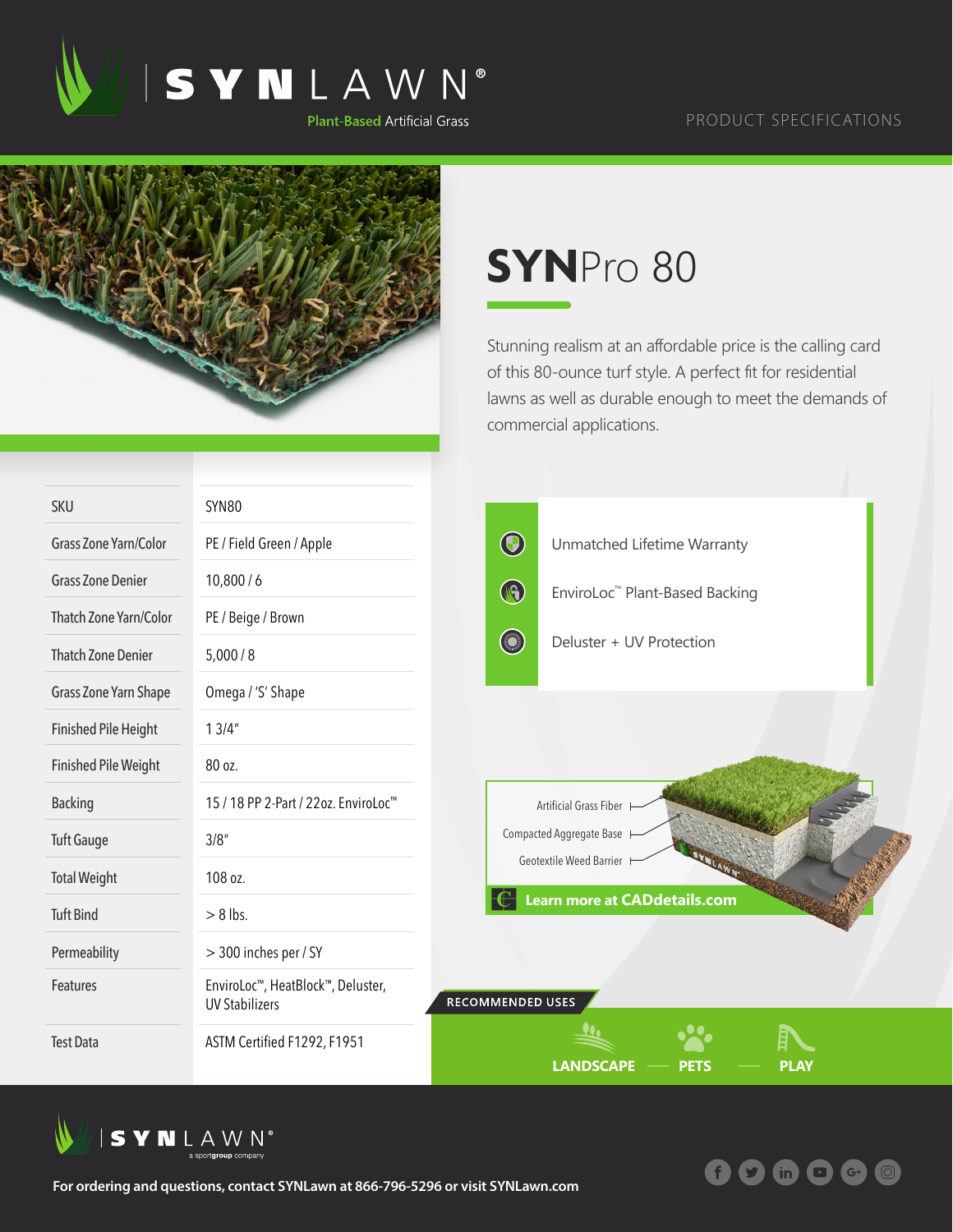# SYNLAWN®

Plant-Based Artificial Grass

PRODUCT SPECIFICATIONS

# SYNPro 80

Stunning realism at an affordable price is the calling card of this 80-ounce turf style. A perfect fit for residential lawns as well as durable enough to meet the demands of commercial applications.

| | |
|---|---|
| SKU | SYN80 |
| Grass Zone Yarn/Color | PE / Field Green / Apple |
| Grass Zone Denier | 10,800 / 6 |
| Thatch Zone Yarn/Color | PE / Beige / Brown |
| Thatch Zone Denier | 5,000 / 8 |
| Grass Zone Yarn Shape | Omega / 'S' Shape |
| Finished Pile Height | 1 3/4" |
| Finished Pile Weight | 80 oz. |
| Backing | 15 / 18 PP 2-Part / 22oz. EnviroLoc™ |
| Tuft Gauge | 3/8" |
| Total Weight | 108 oz. |
| Tuft Bind | > 8 lbs. |
| Permeability | > 300 inches per / SY |
| Features | EnviroLoc™, HeatBlock™, Deluster, UV Stabilizers |
| Test Data | ASTM Certified F1292, F1951 |

- Unmatched Lifetime Warranty
- EnviroLoc™ Plant-Based Backing
- Deluster + UV Protection

Artificial Grass Fiber
Compacted Aggregate Base
Geotextile Weed Barrier

**Learn more at CADdetails.com**

RECOMMENDED USES

**LANDSCAPE — PETS — PLAY**

SYNLAWN® a sportgroup company

**For ordering and questions, contact SYNLawn at 866-796-5296 or visit SYNLawn.com**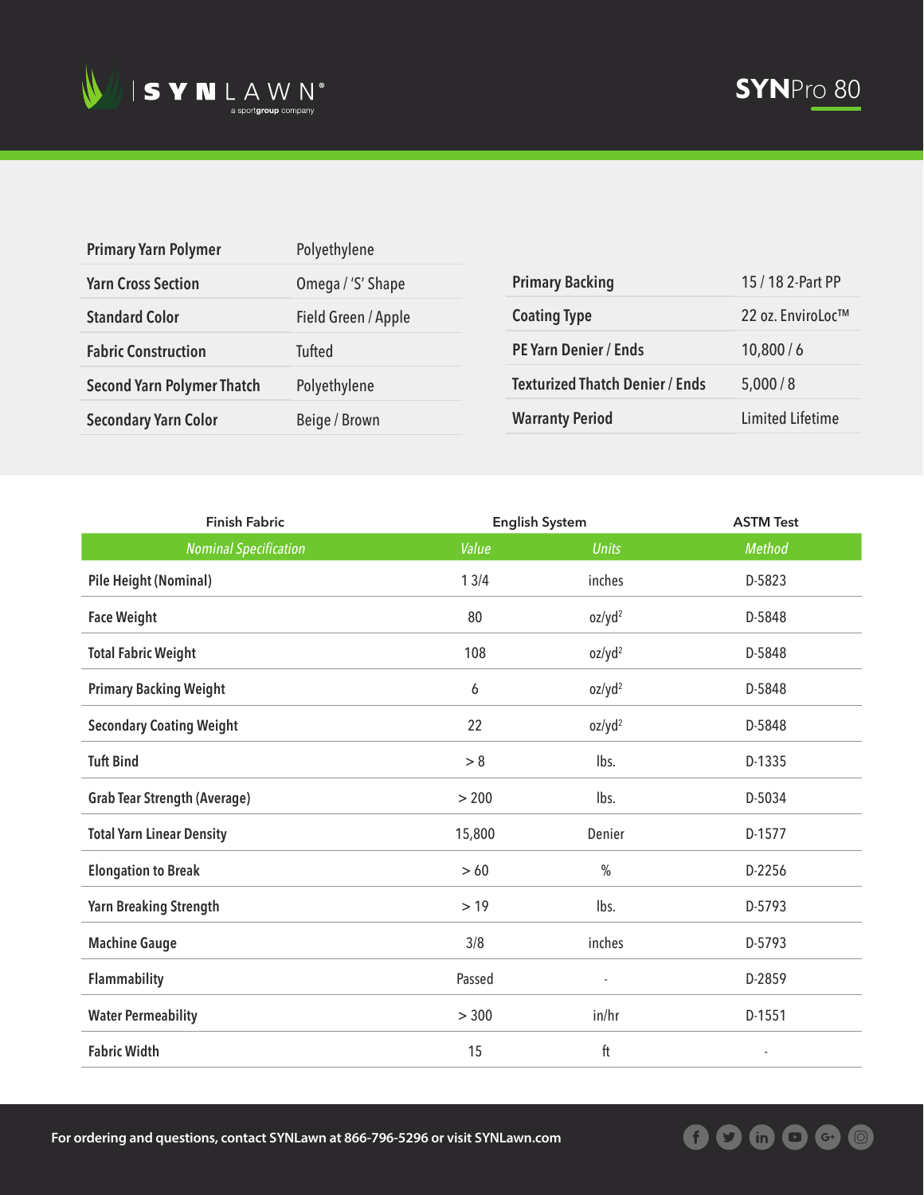SYNLAWN®
a sportgroup company

# SYNPro 80

| | |
|---|---|
| Primary Yarn Polymer | Polyethylene |
| Yarn Cross Section | Omega / 'S' Shape |
| Standard Color | Field Green / Apple |
| Fabric Construction | Tufted |
| Second Yarn Polymer Thatch | Polyethylene |
| Secondary Yarn Color | Beige / Brown |

| | |
|---|---|
| Primary Backing | 15 / 18 2-Part PP |
| Coating Type | 22 oz. EnviroLoc™ |
| PE Yarn Denier / Ends | 10,800 / 6 |
| Texturized Thatch Denier / Ends | 5,000 / 8 |
| Warranty Period | Limited Lifetime |

| Finish Fabric | English System | | ASTM Test |
|---|---|---|---|
| *Nominal Specification* | *Value* | *Units* | *Method* |
| Pile Height (Nominal) | 1 3/4 | inches | D-5823 |
| Face Weight | 80 | oz/yd² | D-5848 |
| Total Fabric Weight | 108 | oz/yd² | D-5848 |
| Primary Backing Weight | 6 | oz/yd² | D-5848 |
| Secondary Coating Weight | 22 | oz/yd² | D-5848 |
| Tuft Bind | > 8 | lbs. | D-1335 |
| Grab Tear Strength (Average) | > 200 | lbs. | D-5034 |
| Total Yarn Linear Density | 15,800 | Denier | D-1577 |
| Elongation to Break | > 60 | % | D-2256 |
| Yarn Breaking Strength | > 19 | lbs. | D-5793 |
| Machine Gauge | 3/8 | inches | D-5793 |
| Flammability | Passed | - | D-2859 |
| Water Permeability | > 300 | in/hr | D-1551 |
| Fabric Width | 15 | ft | - |

For ordering and questions, contact SYNLawn at 866-796-5296 or visit SYNLawn.com